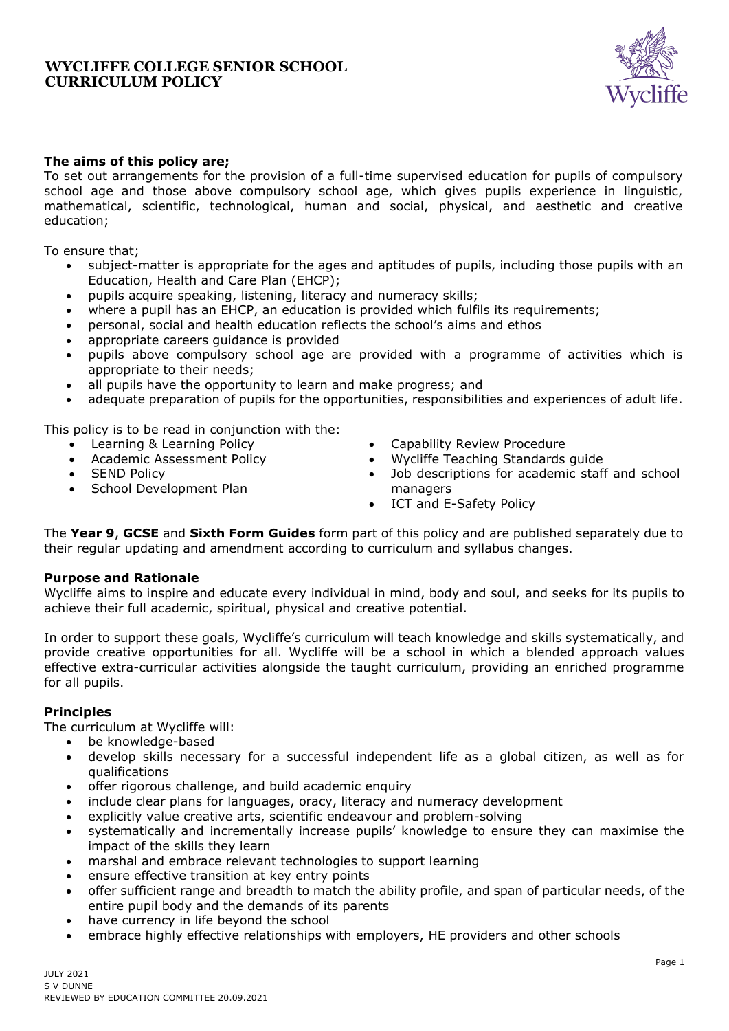# WYCLIFFE COLLEGE SENIOR SCHOOL CURRICULUM POLICY

**The aims of this policy are;**

To set out arrangements for the provision of a full-time supervised education for pupils of compulsory school age and those above compulsory school age, which gives pupils experience in linguistic, mathematical, scientific, technological, human and social, physical, and aesthetic and creative education;

To ensure that;

- subject-matter is appropriate for the ages and aptitudes of pupils, including those pupils with an Education, Health and Care Plan (EHCP);
- pupils acquire speaking, listening, literacy and numeracy skills;
- where a pupil has an EHCP, an education is provided which fulfils its requirements;
- personal, social and health education reflects the school's aims and ethos
- appropriate careers guidance is provided
- pupils above compulsory school age are provided with a programme of activities which is appropriate to their needs;
- all pupils have the opportunity to learn and make progress; and
- adequate preparation of pupils for the opportunities, responsibilities and experiences of adult life.

This policy is to be read in conjunction with the:

- Learning & Learning Policy
- Academic Assessment Policy
- SEND Policy
- School Development Plan
- Capability Review Procedure
- Wycliffe Teaching Standards guide
- Job descriptions for academic staff and school managers
- ICT and E-Safety Policy

The **Year 9**, **GCSE** and **Sixth Form Guides** form part of this policy and are published separately due to their regular updating and amendment according to curriculum and syllabus changes.

**Purpose and Rationale**

Wycliffe aims to inspire and educate every individual in mind, body and soul, and seeks for its pupils to achieve their full academic, spiritual, physical and creative potential.

In order to support these goals, Wycliffe's curriculum will teach knowledge and skills systematically, and provide creative opportunities for all. Wycliffe will be a school in which a blended approach values effective extra-curricular activities alongside the taught curriculum, providing an enriched programme for all pupils.

**Principles**

The curriculum at Wycliffe will:

- be knowledge-based
- develop skills necessary for a successful independent life as a global citizen, as well as for qualifications
- offer rigorous challenge, and build academic enquiry
- include clear plans for languages, oracy, literacy and numeracy development
- explicitly value creative arts, scientific endeavour and problem-solving
- systematically and incrementally increase pupils' knowledge to ensure they can maximise the impact of the skills they learn
- marshal and embrace relevant technologies to support learning
- ensure effective transition at key entry points
- offer sufficient range and breadth to match the ability profile, and span of particular needs, of the entire pupil body and the demands of its parents
- have currency in life beyond the school
- embrace highly effective relationships with employers, HE providers and other schools

JULY 2021
S V DUNNE
REVIEWED BY EDUCATION COMMITTEE 20.09.2021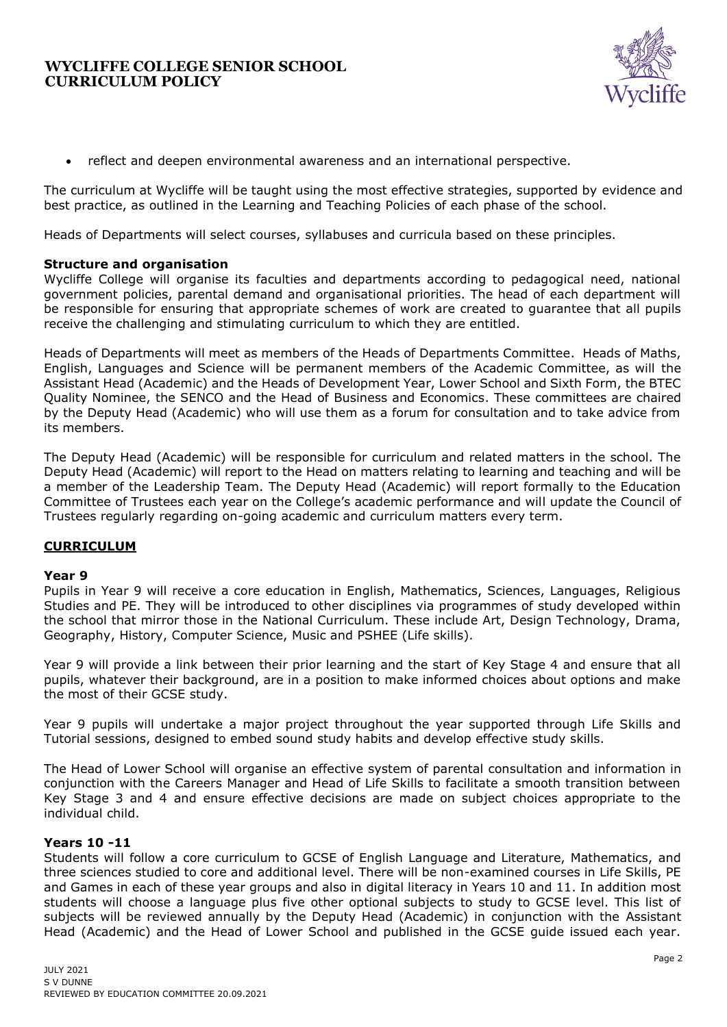- reflect and deepen environmental awareness and an international perspective.

The curriculum at Wycliffe will be taught using the most effective strategies, supported by evidence and best practice, as outlined in the Learning and Teaching Policies of each phase of the school.

Heads of Departments will select courses, syllabuses and curricula based on these principles.

**Structure and organisation**

Wycliffe College will organise its faculties and departments according to pedagogical need, national government policies, parental demand and organisational priorities. The head of each department will be responsible for ensuring that appropriate schemes of work are created to guarantee that all pupils receive the challenging and stimulating curriculum to which they are entitled.

Heads of Departments will meet as members of the Heads of Departments Committee. Heads of Maths, English, Languages and Science will be permanent members of the Academic Committee, as will the Assistant Head (Academic) and the Heads of Development Year, Lower School and Sixth Form, the BTEC Quality Nominee, the SENCO and the Head of Business and Economics. These committees are chaired by the Deputy Head (Academic) who will use them as a forum for consultation and to take advice from its members.

The Deputy Head (Academic) will be responsible for curriculum and related matters in the school. The Deputy Head (Academic) will report to the Head on matters relating to learning and teaching and will be a member of the Leadership Team. The Deputy Head (Academic) will report formally to the Education Committee of Trustees each year on the College's academic performance and will update the Council of Trustees regularly regarding on-going academic and curriculum matters every term.

## CURRICULUM

**Year 9**

Pupils in Year 9 will receive a core education in English, Mathematics, Sciences, Languages, Religious Studies and PE. They will be introduced to other disciplines via programmes of study developed within the school that mirror those in the National Curriculum. These include Art, Design Technology, Drama, Geography, History, Computer Science, Music and PSHEE (Life skills).

Year 9 will provide a link between their prior learning and the start of Key Stage 4 and ensure that all pupils, whatever their background, are in a position to make informed choices about options and make the most of their GCSE study.

Year 9 pupils will undertake a major project throughout the year supported through Life Skills and Tutorial sessions, designed to embed sound study habits and develop effective study skills.

The Head of Lower School will organise an effective system of parental consultation and information in conjunction with the Careers Manager and Head of Life Skills to facilitate a smooth transition between Key Stage 3 and 4 and ensure effective decisions are made on subject choices appropriate to the individual child.

**Years 10 -11**

Students will follow a core curriculum to GCSE of English Language and Literature, Mathematics, and three sciences studied to core and additional level. There will be non-examined courses in Life Skills, PE and Games in each of these year groups and also in digital literacy in Years 10 and 11. In addition most students will choose a language plus five other optional subjects to study to GCSE level. This list of subjects will be reviewed annually by the Deputy Head (Academic) in conjunction with the Assistant Head (Academic) and the Head of Lower School and published in the GCSE guide issued each year.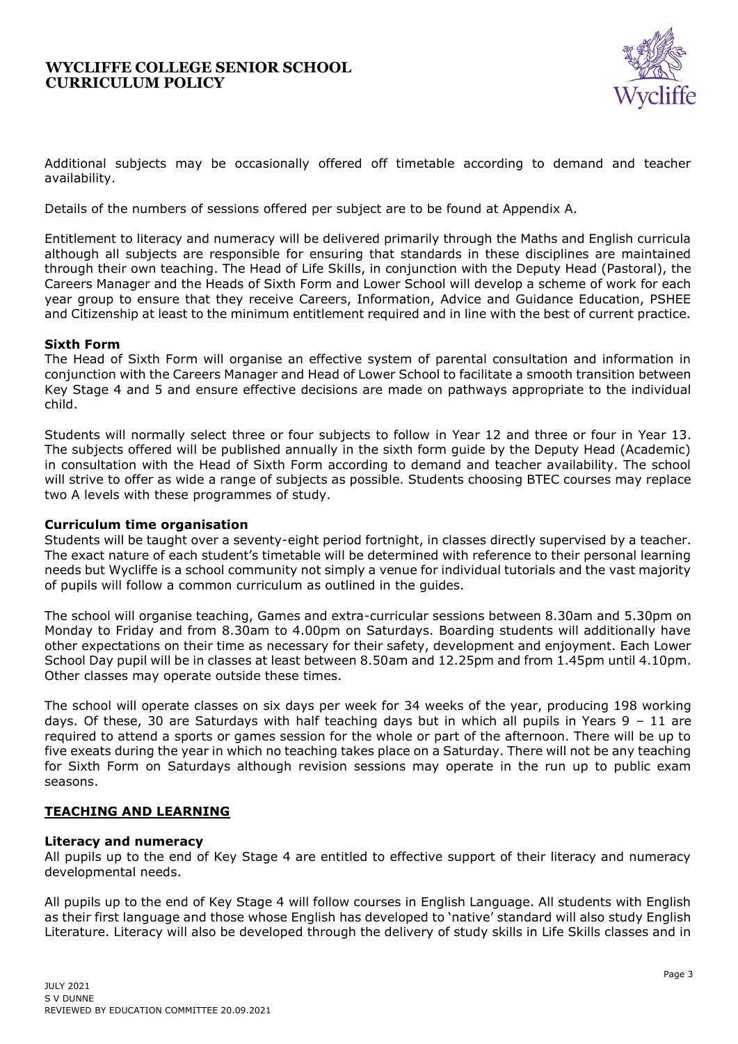Additional subjects may be occasionally offered off timetable according to demand and teacher availability.

Details of the numbers of sessions offered per subject are to be found at Appendix A.

Entitlement to literacy and numeracy will be delivered primarily through the Maths and English curricula although all subjects are responsible for ensuring that standards in these disciplines are maintained through their own teaching. The Head of Life Skills, in conjunction with the Deputy Head (Pastoral), the Careers Manager and the Heads of Sixth Form and Lower School will develop a scheme of work for each year group to ensure that they receive Careers, Information, Advice and Guidance Education, PSHEE and Citizenship at least to the minimum entitlement required and in line with the best of current practice.

**Sixth Form**

The Head of Sixth Form will organise an effective system of parental consultation and information in conjunction with the Careers Manager and Head of Lower School to facilitate a smooth transition between Key Stage 4 and 5 and ensure effective decisions are made on pathways appropriate to the individual child.

Students will normally select three or four subjects to follow in Year 12 and three or four in Year 13. The subjects offered will be published annually in the sixth form guide by the Deputy Head (Academic) in consultation with the Head of Sixth Form according to demand and teacher availability. The school will strive to offer as wide a range of subjects as possible. Students choosing BTEC courses may replace two A levels with these programmes of study.

**Curriculum time organisation**

Students will be taught over a seventy-eight period fortnight, in classes directly supervised by a teacher. The exact nature of each student's timetable will be determined with reference to their personal learning needs but Wycliffe is a school community not simply a venue for individual tutorials and the vast majority of pupils will follow a common curriculum as outlined in the guides.

The school will organise teaching, Games and extra-curricular sessions between 8.30am and 5.30pm on Monday to Friday and from 8.30am to 4.00pm on Saturdays. Boarding students will additionally have other expectations on their time as necessary for their safety, development and enjoyment. Each Lower School Day pupil will be in classes at least between 8.50am and 12.25pm and from 1.45pm until 4.10pm. Other classes may operate outside these times.

The school will operate classes on six days per week for 34 weeks of the year, producing 198 working days. Of these, 30 are Saturdays with half teaching days but in which all pupils in Years 9 – 11 are required to attend a sports or games session for the whole or part of the afternoon. There will be up to five exeats during the year in which no teaching takes place on a Saturday. There will not be any teaching for Sixth Form on Saturdays although revision sessions may operate in the run up to public exam seasons.

## TEACHING AND LEARNING

**Literacy and numeracy**

All pupils up to the end of Key Stage 4 are entitled to effective support of their literacy and numeracy developmental needs.

All pupils up to the end of Key Stage 4 will follow courses in English Language. All students with English as their first language and those whose English has developed to 'native' standard will also study English Literature. Literacy will also be developed through the delivery of study skills in Life Skills classes and in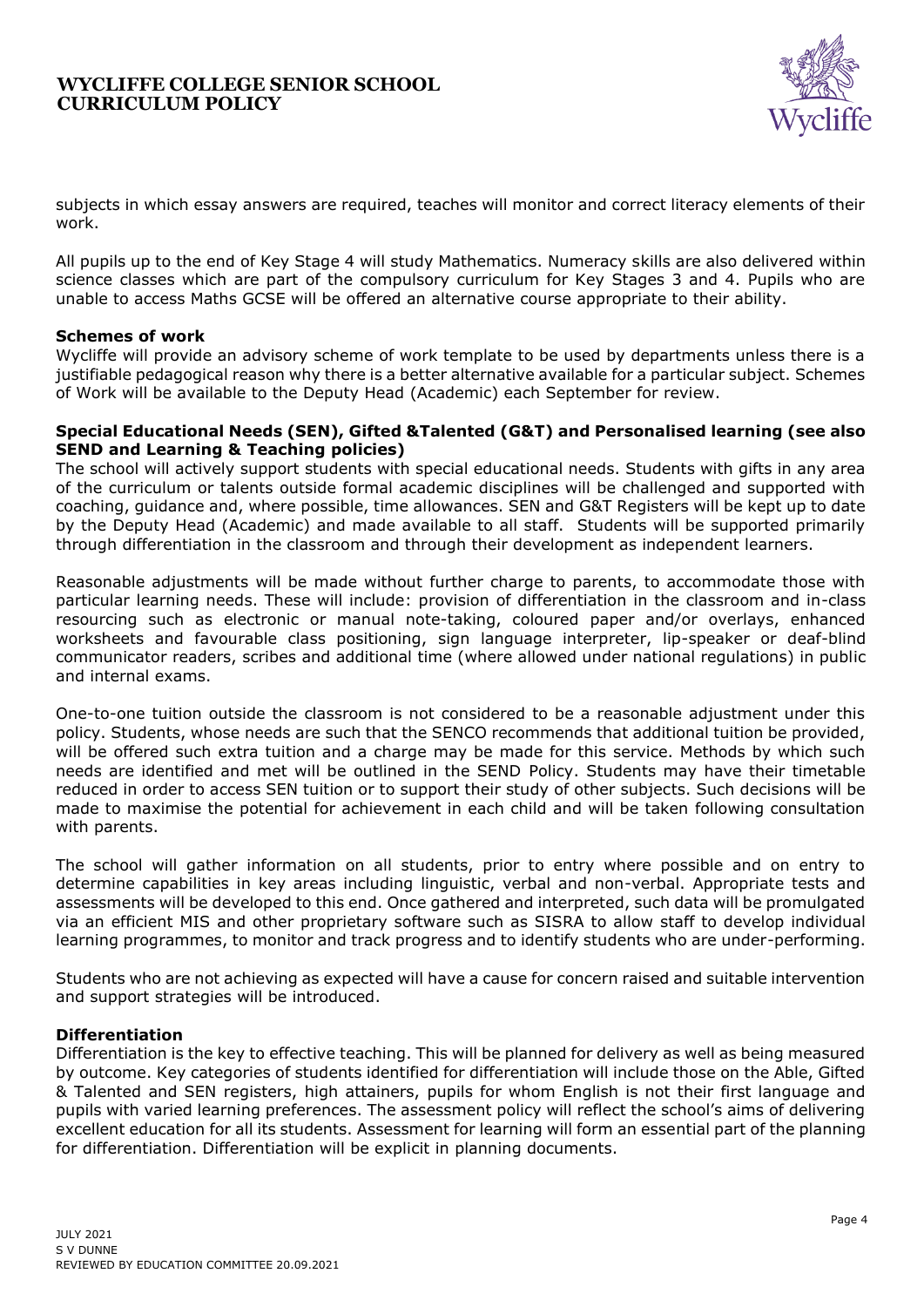subjects in which essay answers are required, teaches will monitor and correct literacy elements of their work.

All pupils up to the end of Key Stage 4 will study Mathematics. Numeracy skills are also delivered within science classes which are part of the compulsory curriculum for Key Stages 3 and 4. Pupils who are unable to access Maths GCSE will be offered an alternative course appropriate to their ability.

**Schemes of work**

Wycliffe will provide an advisory scheme of work template to be used by departments unless there is a justifiable pedagogical reason why there is a better alternative available for a particular subject. Schemes of Work will be available to the Deputy Head (Academic) each September for review.

**Special Educational Needs (SEN), Gifted &Talented (G&T) and Personalised learning (see also SEND and Learning & Teaching policies)**

The school will actively support students with special educational needs. Students with gifts in any area of the curriculum or talents outside formal academic disciplines will be challenged and supported with coaching, guidance and, where possible, time allowances. SEN and G&T Registers will be kept up to date by the Deputy Head (Academic) and made available to all staff. Students will be supported primarily through differentiation in the classroom and through their development as independent learners.

Reasonable adjustments will be made without further charge to parents, to accommodate those with particular learning needs. These will include: provision of differentiation in the classroom and in-class resourcing such as electronic or manual note-taking, coloured paper and/or overlays, enhanced worksheets and favourable class positioning, sign language interpreter, lip-speaker or deaf-blind communicator readers, scribes and additional time (where allowed under national regulations) in public and internal exams.

One-to-one tuition outside the classroom is not considered to be a reasonable adjustment under this policy. Students, whose needs are such that the SENCO recommends that additional tuition be provided, will be offered such extra tuition and a charge may be made for this service. Methods by which such needs are identified and met will be outlined in the SEND Policy. Students may have their timetable reduced in order to access SEN tuition or to support their study of other subjects. Such decisions will be made to maximise the potential for achievement in each child and will be taken following consultation with parents.

The school will gather information on all students, prior to entry where possible and on entry to determine capabilities in key areas including linguistic, verbal and non-verbal. Appropriate tests and assessments will be developed to this end. Once gathered and interpreted, such data will be promulgated via an efficient MIS and other proprietary software such as SISRA to allow staff to develop individual learning programmes, to monitor and track progress and to identify students who are under-performing.

Students who are not achieving as expected will have a cause for concern raised and suitable intervention and support strategies will be introduced.

**Differentiation**

Differentiation is the key to effective teaching. This will be planned for delivery as well as being measured by outcome. Key categories of students identified for differentiation will include those on the Able, Gifted & Talented and SEN registers, high attainers, pupils for whom English is not their first language and pupils with varied learning preferences. The assessment policy will reflect the school's aims of delivering excellent education for all its students. Assessment for learning will form an essential part of the planning for differentiation. Differentiation will be explicit in planning documents.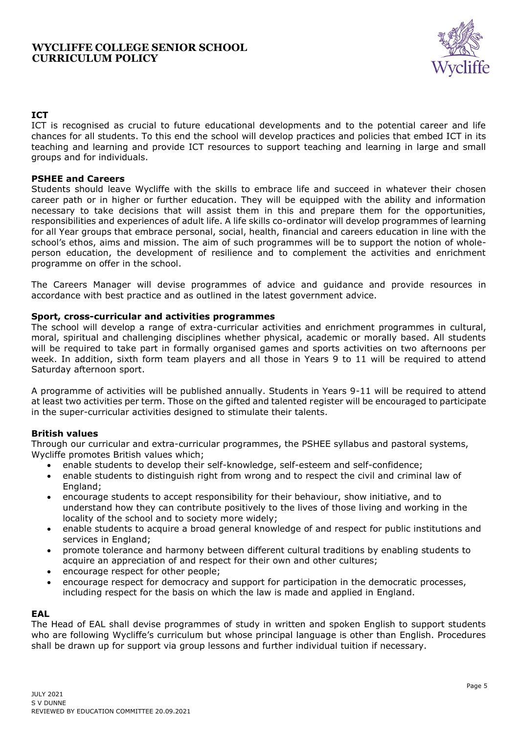## ICT

ICT is recognised as crucial to future educational developments and to the potential career and life chances for all students. To this end the school will develop practices and policies that embed ICT in its teaching and learning and provide ICT resources to support teaching and learning in large and small groups and for individuals.

## PSHEE and Careers

Students should leave Wycliffe with the skills to embrace life and succeed in whatever their chosen career path or in higher or further education. They will be equipped with the ability and information necessary to take decisions that will assist them in this and prepare them for the opportunities, responsibilities and experiences of adult life. A life skills co-ordinator will develop programmes of learning for all Year groups that embrace personal, social, health, financial and careers education in line with the school's ethos, aims and mission. The aim of such programmes will be to support the notion of whole-person education, the development of resilience and to complement the activities and enrichment programme on offer in the school.

The Careers Manager will devise programmes of advice and guidance and provide resources in accordance with best practice and as outlined in the latest government advice.

## Sport, cross-curricular and activities programmes

The school will develop a range of extra-curricular activities and enrichment programmes in cultural, moral, spiritual and challenging disciplines whether physical, academic or morally based. All students will be required to take part in formally organised games and sports activities on two afternoons per week. In addition, sixth form team players and all those in Years 9 to 11 will be required to attend Saturday afternoon sport.

A programme of activities will be published annually. Students in Years 9-11 will be required to attend at least two activities per term. Those on the gifted and talented register will be encouraged to participate in the super-curricular activities designed to stimulate their talents.

## British values

Through our curricular and extra-curricular programmes, the PSHEE syllabus and pastoral systems, Wycliffe promotes British values which;

- enable students to develop their self-knowledge, self-esteem and self-confidence;
- enable students to distinguish right from wrong and to respect the civil and criminal law of England;
- encourage students to accept responsibility for their behaviour, show initiative, and to understand how they can contribute positively to the lives of those living and working in the locality of the school and to society more widely;
- enable students to acquire a broad general knowledge of and respect for public institutions and services in England;
- promote tolerance and harmony between different cultural traditions by enabling students to acquire an appreciation of and respect for their own and other cultures;
- encourage respect for other people;
- encourage respect for democracy and support for participation in the democratic processes, including respect for the basis on which the law is made and applied in England.

## EAL

The Head of EAL shall devise programmes of study in written and spoken English to support students who are following Wycliffe's curriculum but whose principal language is other than English. Procedures shall be drawn up for support via group lessons and further individual tuition if necessary.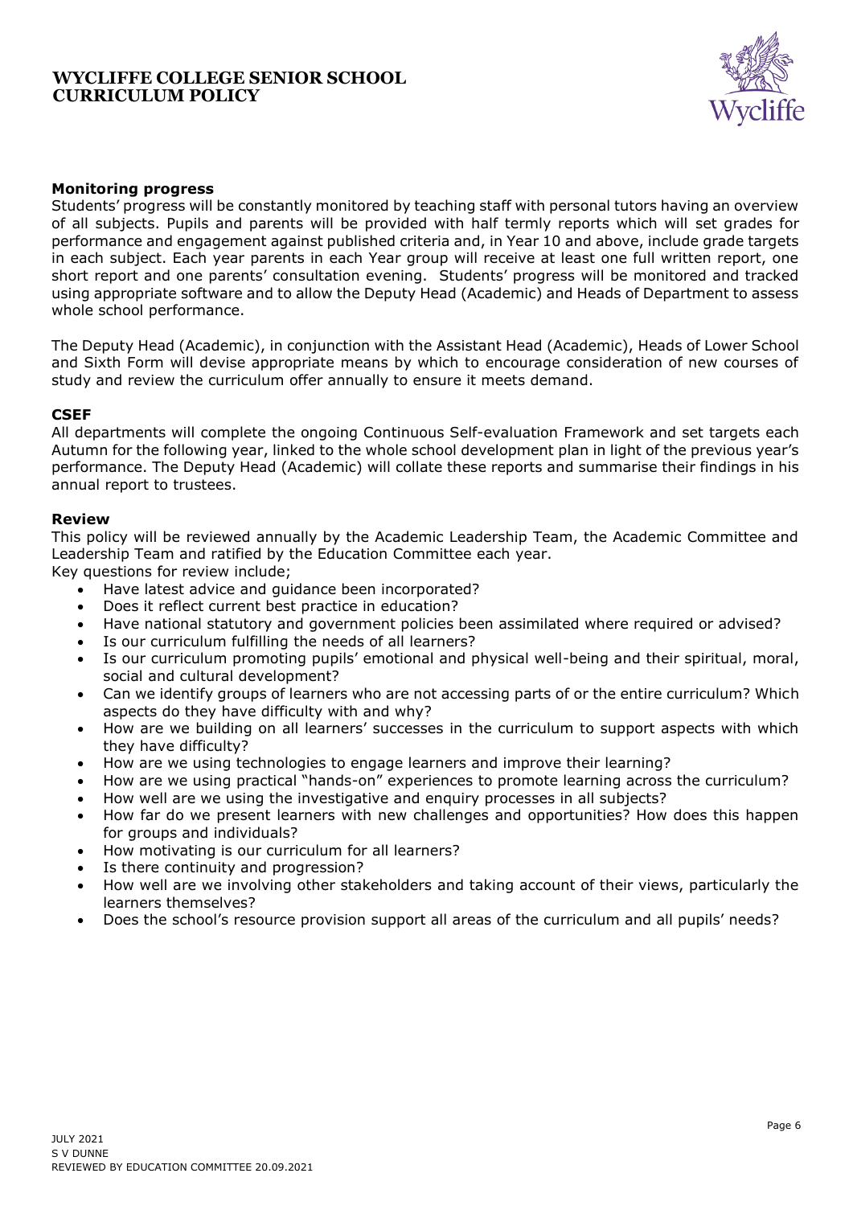#### Monitoring progress

Students' progress will be constantly monitored by teaching staff with personal tutors having an overview of all subjects. Pupils and parents will be provided with half termly reports which will set grades for performance and engagement against published criteria and, in Year 10 and above, include grade targets in each subject. Each year parents in each Year group will receive at least one full written report, one short report and one parents' consultation evening. Students' progress will be monitored and tracked using appropriate software and to allow the Deputy Head (Academic) and Heads of Department to assess whole school performance.

The Deputy Head (Academic), in conjunction with the Assistant Head (Academic), Heads of Lower School and Sixth Form will devise appropriate means by which to encourage consideration of new courses of study and review the curriculum offer annually to ensure it meets demand.

#### CSEF

All departments will complete the ongoing Continuous Self-evaluation Framework and set targets each Autumn for the following year, linked to the whole school development plan in light of the previous year's performance. The Deputy Head (Academic) will collate these reports and summarise their findings in his annual report to trustees.

#### Review

This policy will be reviewed annually by the Academic Leadership Team, the Academic Committee and Leadership Team and ratified by the Education Committee each year.
Key questions for review include;

- Have latest advice and guidance been incorporated?
- Does it reflect current best practice in education?
- Have national statutory and government policies been assimilated where required or advised?
- Is our curriculum fulfilling the needs of all learners?
- Is our curriculum promoting pupils' emotional and physical well-being and their spiritual, moral, social and cultural development?
- Can we identify groups of learners who are not accessing parts of or the entire curriculum? Which aspects do they have difficulty with and why?
- How are we building on all learners' successes in the curriculum to support aspects with which they have difficulty?
- How are we using technologies to engage learners and improve their learning?
- How are we using practical "hands-on" experiences to promote learning across the curriculum?
- How well are we using the investigative and enquiry processes in all subjects?
- How far do we present learners with new challenges and opportunities? How does this happen for groups and individuals?
- How motivating is our curriculum for all learners?
- Is there continuity and progression?
- How well are we involving other stakeholders and taking account of their views, particularly the learners themselves?
- Does the school's resource provision support all areas of the curriculum and all pupils' needs?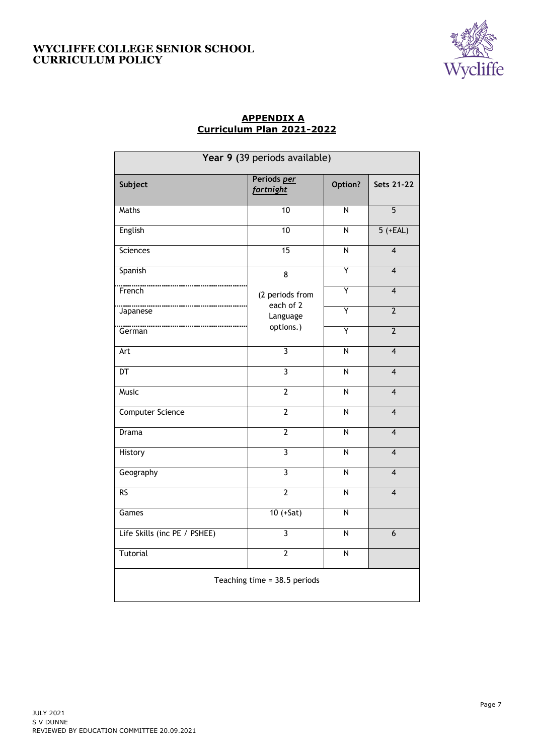## APPENDIX A
## Curriculum Plan 2021-2022

| Year 9 (39 periods available) | | | |
|---|---|---|---|
| **Subject** | **Periods *per fortnight*** | **Option?** | **Sets 21-22** |
| Maths | 10 | N | 5 |
| English | 10 | N | 5 (+EAL) |
| Sciences | 15 | N | 4 |
| Spanish | 8 (2 periods from each of 2 Language options.) | Y | 4 |
| French | | Y | 4 |
| Japanese | | Y | 2 |
| German | | Y | 2 |
| Art | 3 | N | 4 |
| DT | 3 | N | 4 |
| Music | 2 | N | 4 |
| Computer Science | 2 | N | 4 |
| Drama | 2 | N | 4 |
| History | 3 | N | 4 |
| Geography | 3 | N | 4 |
| RS | 2 | N | 4 |
| Games | 10 (+Sat) | N | |
| Life Skills (inc PE / PSHEE) | 3 | N | 6 |
| Tutorial | 2 | N | |
| Teaching time = 38.5 periods | | | |

JULY 2021
S V DUNNE
REVIEWED BY EDUCATION COMMITTEE 20.09.2021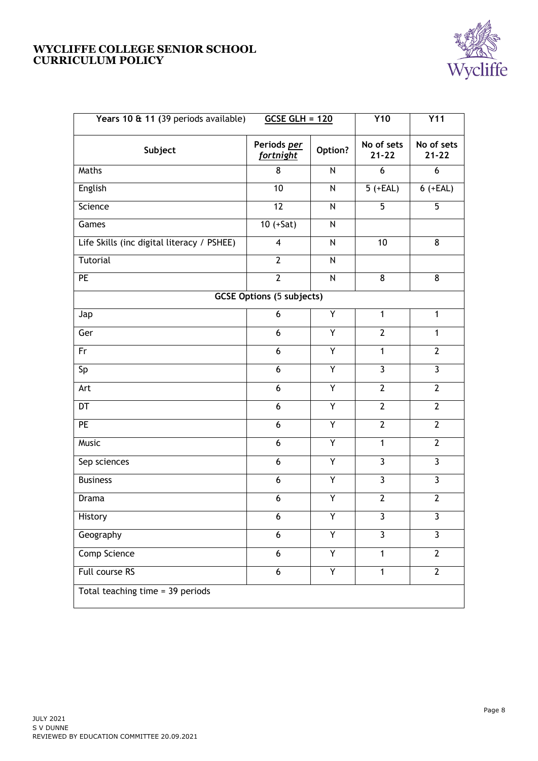| Years 10 & 11 (39 periods available) | GCSE GLH = 120 | | Y10 | Y11 |
|---|---|---|---|---|
| **Subject** | **Periods *per fortnight*** | **Option?** | **No of sets 21-22** | **No of sets 21-22** |
| Maths | 8 | N | 6 | 6 |
| English | 10 | N | 5 (+EAL) | 6 (+EAL) |
| Science | 12 | N | 5 | 5 |
| Games | 10 (+Sat) | N | | |
| Life Skills (inc digital literacy / PSHEE) | 4 | N | 10 | 8 |
| Tutorial | 2 | N | | |
| PE | 2 | N | 8 | 8 |
| **GCSE Options (5 subjects)** | | | | |
| Jap | 6 | Y | 1 | 1 |
| Ger | 6 | Y | 2 | 1 |
| Fr | 6 | Y | 1 | 2 |
| Sp | 6 | Y | 3 | 3 |
| Art | 6 | Y | 2 | 2 |
| DT | 6 | Y | 2 | 2 |
| PE | 6 | Y | 2 | 2 |
| Music | 6 | Y | 1 | 2 |
| Sep sciences | 6 | Y | 3 | 3 |
| Business | 6 | Y | 3 | 3 |
| Drama | 6 | Y | 2 | 2 |
| History | 6 | Y | 3 | 3 |
| Geography | 6 | Y | 3 | 3 |
| Comp Science | 6 | Y | 1 | 2 |
| Full course RS | 6 | Y | 1 | 2 |
| Total teaching time = 39 periods | | | | |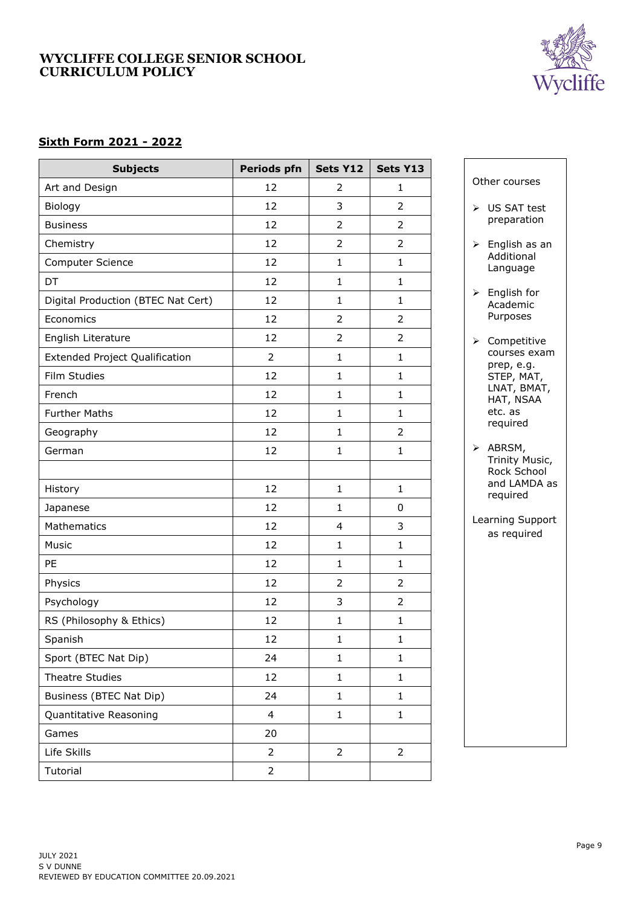# WYCLIFFE COLLEGE SENIOR SCHOOL CURRICULUM POLICY

## Sixth Form 2021 - 2022

| Subjects | Periods pfn | Sets Y12 | Sets Y13 |
|---|---|---|---|
| Art and Design | 12 | 2 | 1 |
| Biology | 12 | 3 | 2 |
| Business | 12 | 2 | 2 |
| Chemistry | 12 | 2 | 2 |
| Computer Science | 12 | 1 | 1 |
| DT | 12 | 1 | 1 |
| Digital Production (BTEC Nat Cert) | 12 | 1 | 1 |
| Economics | 12 | 2 | 2 |
| English Literature | 12 | 2 | 2 |
| Extended Project Qualification | 2 | 1 | 1 |
| Film Studies | 12 | 1 | 1 |
| French | 12 | 1 | 1 |
| Further Maths | 12 | 1 | 1 |
| Geography | 12 | 1 | 2 |
| German | 12 | 1 | 1 |
| | | | |
| History | 12 | 1 | 1 |
| Japanese | 12 | 1 | 0 |
| Mathematics | 12 | 4 | 3 |
| Music | 12 | 1 | 1 |
| PE | 12 | 1 | 1 |
| Physics | 12 | 2 | 2 |
| Psychology | 12 | 3 | 2 |
| RS (Philosophy & Ethics) | 12 | 1 | 1 |
| Spanish | 12 | 1 | 1 |
| Sport (BTEC Nat Dip) | 24 | 1 | 1 |
| Theatre Studies | 12 | 1 | 1 |
| Business (BTEC Nat Dip) | 24 | 1 | 1 |
| Quantitative Reasoning | 4 | 1 | 1 |
| Games | 20 | | |
| Life Skills | 2 | 2 | 2 |
| Tutorial | 2 | | |

Other courses

- US SAT test preparation
- English as an Additional Language
- English for Academic Purposes
- Competitive courses exam prep, e.g. STEP, MAT, LNAT, BMAT, HAT, NSAA etc. as required
- ABRSM, Trinity Music, Rock School and LAMDA as required

Learning Support as required

JULY 2021
S V DUNNE
REVIEWED BY EDUCATION COMMITTEE 20.09.2021